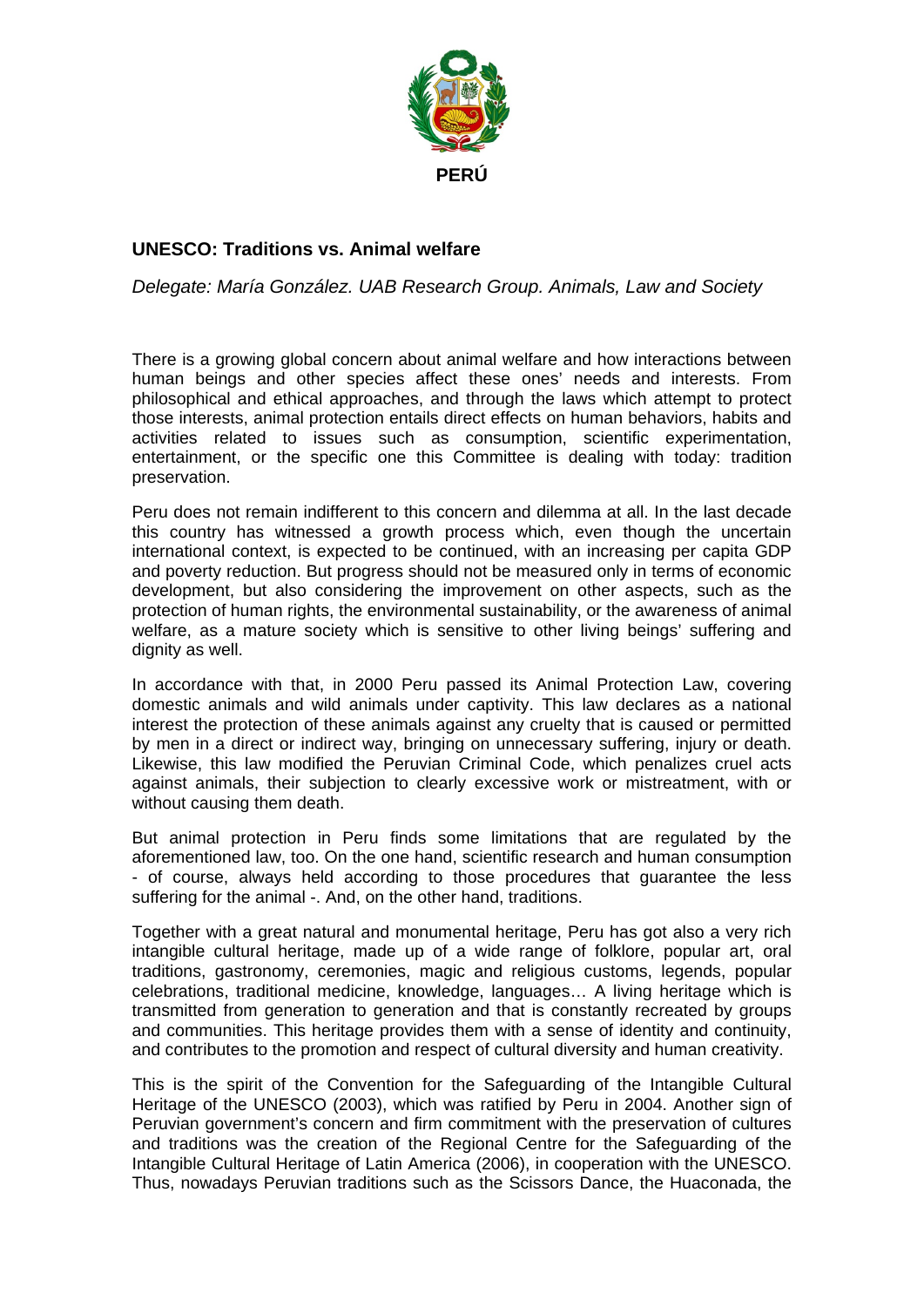**PERÚ**

## UNESCO: Traditions vs. Animal welfare

*Delegate: María González. UAB Research Group. Animals, Law and Society*

There is a growing global concern about animal welfare and how interactions between human beings and other species affect these ones' needs and interests. From philosophical and ethical approaches, and through the laws which attempt to protect those interests, animal protection entails direct effects on human behaviors, habits and activities related to issues such as consumption, scientific experimentation, entertainment, or the specific one this Committee is dealing with today: tradition preservation.

Peru does not remain indifferent to this concern and dilemma at all. In the last decade this country has witnessed a growth process which, even though the uncertain international context, is expected to be continued, with an increasing per capita GDP and poverty reduction. But progress should not be measured only in terms of economic development, but also considering the improvement on other aspects, such as the protection of human rights, the environmental sustainability, or the awareness of animal welfare, as a mature society which is sensitive to other living beings' suffering and dignity as well.

In accordance with that, in 2000 Peru passed its Animal Protection Law, covering domestic animals and wild animals under captivity. This law declares as a national interest the protection of these animals against any cruelty that is caused or permitted by men in a direct or indirect way, bringing on unnecessary suffering, injury or death. Likewise, this law modified the Peruvian Criminal Code, which penalizes cruel acts against animals, their subjection to clearly excessive work or mistreatment, with or without causing them death.

But animal protection in Peru finds some limitations that are regulated by the aforementioned law, too. On the one hand, scientific research and human consumption - of course, always held according to those procedures that guarantee the less suffering for the animal -. And, on the other hand, traditions.

Together with a great natural and monumental heritage, Peru has got also a very rich intangible cultural heritage, made up of a wide range of folklore, popular art, oral traditions, gastronomy, ceremonies, magic and religious customs, legends, popular celebrations, traditional medicine, knowledge, languages… A living heritage which is transmitted from generation to generation and that is constantly recreated by groups and communities. This heritage provides them with a sense of identity and continuity, and contributes to the promotion and respect of cultural diversity and human creativity.

This is the spirit of the Convention for the Safeguarding of the Intangible Cultural Heritage of the UNESCO (2003), which was ratified by Peru in 2004. Another sign of Peruvian government's concern and firm commitment with the preservation of cultures and traditions was the creation of the Regional Centre for the Safeguarding of the Intangible Cultural Heritage of Latin America (2006), in cooperation with the UNESCO. Thus, nowadays Peruvian traditions such as the Scissors Dance, the Huaconada, the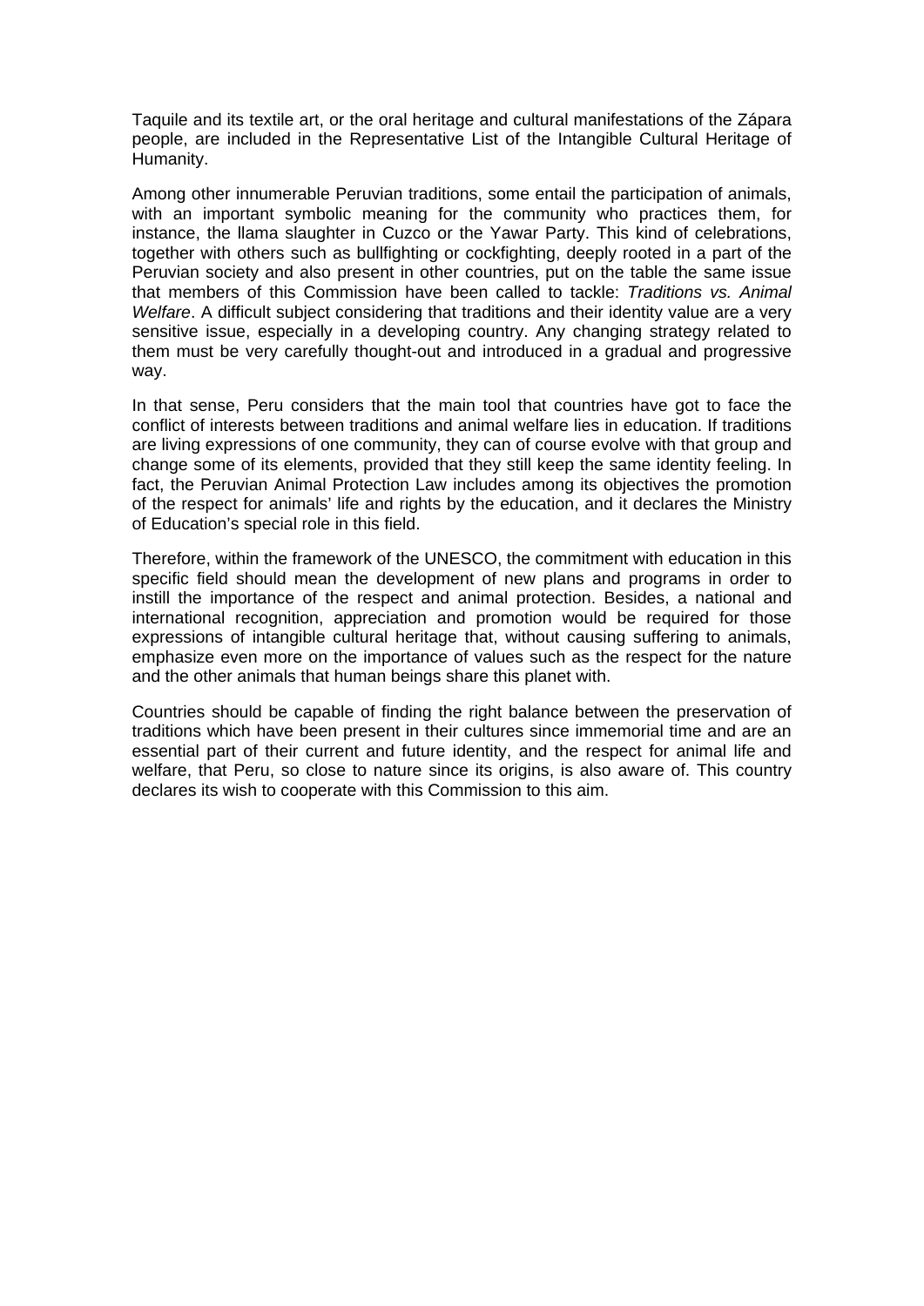Taquile and its textile art, or the oral heritage and cultural manifestations of the Zápara people, are included in the Representative List of the Intangible Cultural Heritage of Humanity.

Among other innumerable Peruvian traditions, some entail the participation of animals, with an important symbolic meaning for the community who practices them, for instance, the llama slaughter in Cuzco or the Yawar Party. This kind of celebrations, together with others such as bullfighting or cockfighting, deeply rooted in a part of the Peruvian society and also present in other countries, put on the table the same issue that members of this Commission have been called to tackle: *Traditions vs. Animal Welfare*. A difficult subject considering that traditions and their identity value are a very sensitive issue, especially in a developing country. Any changing strategy related to them must be very carefully thought-out and introduced in a gradual and progressive way.

In that sense, Peru considers that the main tool that countries have got to face the conflict of interests between traditions and animal welfare lies in education. If traditions are living expressions of one community, they can of course evolve with that group and change some of its elements, provided that they still keep the same identity feeling. In fact, the Peruvian Animal Protection Law includes among its objectives the promotion of the respect for animals' life and rights by the education, and it declares the Ministry of Education's special role in this field.

Therefore, within the framework of the UNESCO, the commitment with education in this specific field should mean the development of new plans and programs in order to instill the importance of the respect and animal protection. Besides, a national and international recognition, appreciation and promotion would be required for those expressions of intangible cultural heritage that, without causing suffering to animals, emphasize even more on the importance of values such as the respect for the nature and the other animals that human beings share this planet with.

Countries should be capable of finding the right balance between the preservation of traditions which have been present in their cultures since immemorial time and are an essential part of their current and future identity, and the respect for animal life and welfare, that Peru, so close to nature since its origins, is also aware of. This country declares its wish to cooperate with this Commission to this aim.